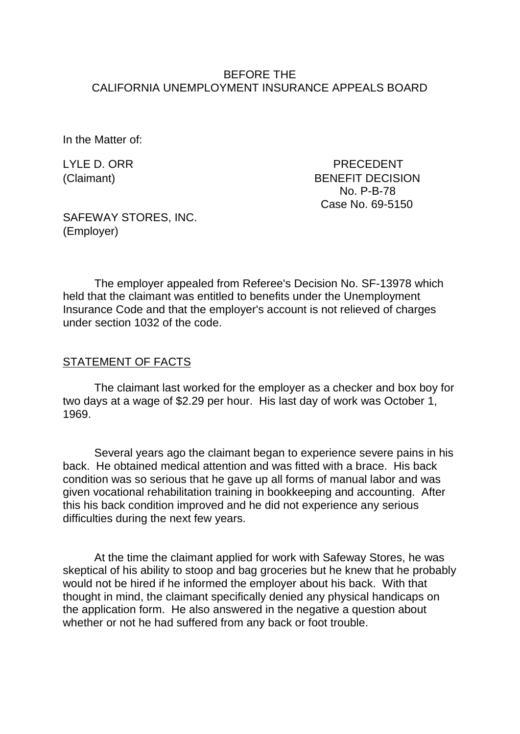BEFORE THE
CALIFORNIA UNEMPLOYMENT INSURANCE APPEALS BOARD

In the Matter of:

LYLE D. ORR
(Claimant)

PRECEDENT
BENEFIT DECISION
No. P-B-78
Case No. 69-5150

SAFEWAY STORES, INC.
(Employer)

The employer appealed from Referee's Decision No. SF-13978 which held that the claimant was entitled to benefits under the Unemployment Insurance Code and that the employer's account is not relieved of charges under section 1032 of the code.

## STATEMENT OF FACTS

The claimant last worked for the employer as a checker and box boy for two days at a wage of $2.29 per hour. His last day of work was October 1, 1969.

Several years ago the claimant began to experience severe pains in his back. He obtained medical attention and was fitted with a brace. His back condition was so serious that he gave up all forms of manual labor and was given vocational rehabilitation training in bookkeeping and accounting. After this his back condition improved and he did not experience any serious difficulties during the next few years.

At the time the claimant applied for work with Safeway Stores, he was skeptical of his ability to stoop and bag groceries but he knew that he probably would not be hired if he informed the employer about his back. With that thought in mind, the claimant specifically denied any physical handicaps on the application form. He also answered in the negative a question about whether or not he had suffered from any back or foot trouble.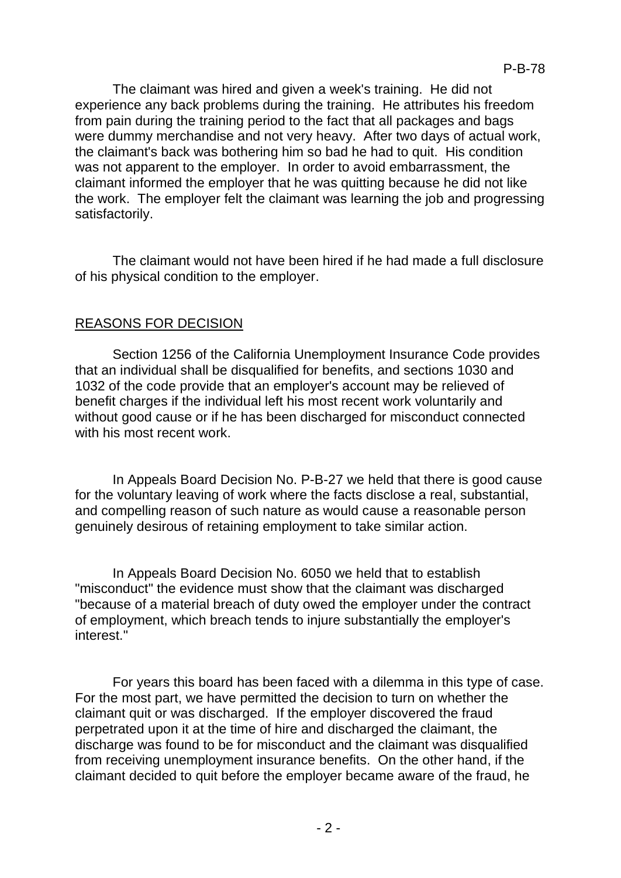The claimant was hired and given a week's training. He did not experience any back problems during the training. He attributes his freedom from pain during the training period to the fact that all packages and bags were dummy merchandise and not very heavy. After two days of actual work, the claimant's back was bothering him so bad he had to quit. His condition was not apparent to the employer. In order to avoid embarrassment, the claimant informed the employer that he was quitting because he did not like the work. The employer felt the claimant was learning the job and progressing satisfactorily.

The claimant would not have been hired if he had made a full disclosure of his physical condition to the employer.

## REASONS FOR DECISION

Section 1256 of the California Unemployment Insurance Code provides that an individual shall be disqualified for benefits, and sections 1030 and 1032 of the code provide that an employer's account may be relieved of benefit charges if the individual left his most recent work voluntarily and without good cause or if he has been discharged for misconduct connected with his most recent work.

In Appeals Board Decision No. P-B-27 we held that there is good cause for the voluntary leaving of work where the facts disclose a real, substantial, and compelling reason of such nature as would cause a reasonable person genuinely desirous of retaining employment to take similar action.

In Appeals Board Decision No. 6050 we held that to establish "misconduct" the evidence must show that the claimant was discharged "because of a material breach of duty owed the employer under the contract of employment, which breach tends to injure substantially the employer's interest."

For years this board has been faced with a dilemma in this type of case. For the most part, we have permitted the decision to turn on whether the claimant quit or was discharged. If the employer discovered the fraud perpetrated upon it at the time of hire and discharged the claimant, the discharge was found to be for misconduct and the claimant was disqualified from receiving unemployment insurance benefits. On the other hand, if the claimant decided to quit before the employer became aware of the fraud, he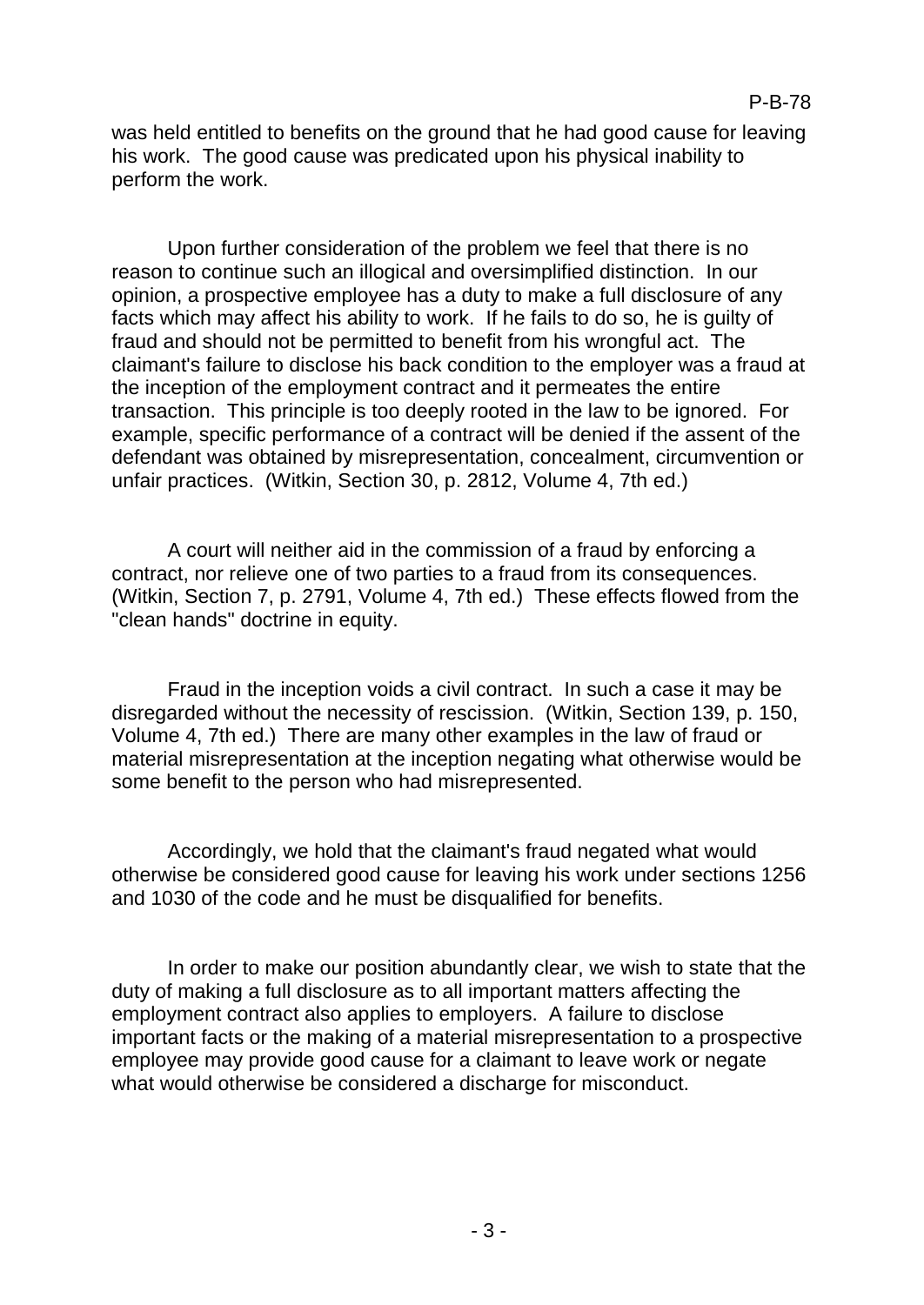was held entitled to benefits on the ground that he had good cause for leaving his work. The good cause was predicated upon his physical inability to perform the work.

Upon further consideration of the problem we feel that there is no reason to continue such an illogical and oversimplified distinction. In our opinion, a prospective employee has a duty to make a full disclosure of any facts which may affect his ability to work. If he fails to do so, he is guilty of fraud and should not be permitted to benefit from his wrongful act. The claimant's failure to disclose his back condition to the employer was a fraud at the inception of the employment contract and it permeates the entire transaction. This principle is too deeply rooted in the law to be ignored. For example, specific performance of a contract will be denied if the assent of the defendant was obtained by misrepresentation, concealment, circumvention or unfair practices. (Witkin, Section 30, p. 2812, Volume 4, 7th ed.)

A court will neither aid in the commission of a fraud by enforcing a contract, nor relieve one of two parties to a fraud from its consequences. (Witkin, Section 7, p. 2791, Volume 4, 7th ed.) These effects flowed from the "clean hands" doctrine in equity.

Fraud in the inception voids a civil contract. In such a case it may be disregarded without the necessity of rescission. (Witkin, Section 139, p. 150, Volume 4, 7th ed.) There are many other examples in the law of fraud or material misrepresentation at the inception negating what otherwise would be some benefit to the person who had misrepresented.

Accordingly, we hold that the claimant's fraud negated what would otherwise be considered good cause for leaving his work under sections 1256 and 1030 of the code and he must be disqualified for benefits.

In order to make our position abundantly clear, we wish to state that the duty of making a full disclosure as to all important matters affecting the employment contract also applies to employers. A failure to disclose important facts or the making of a material misrepresentation to a prospective employee may provide good cause for a claimant to leave work or negate what would otherwise be considered a discharge for misconduct.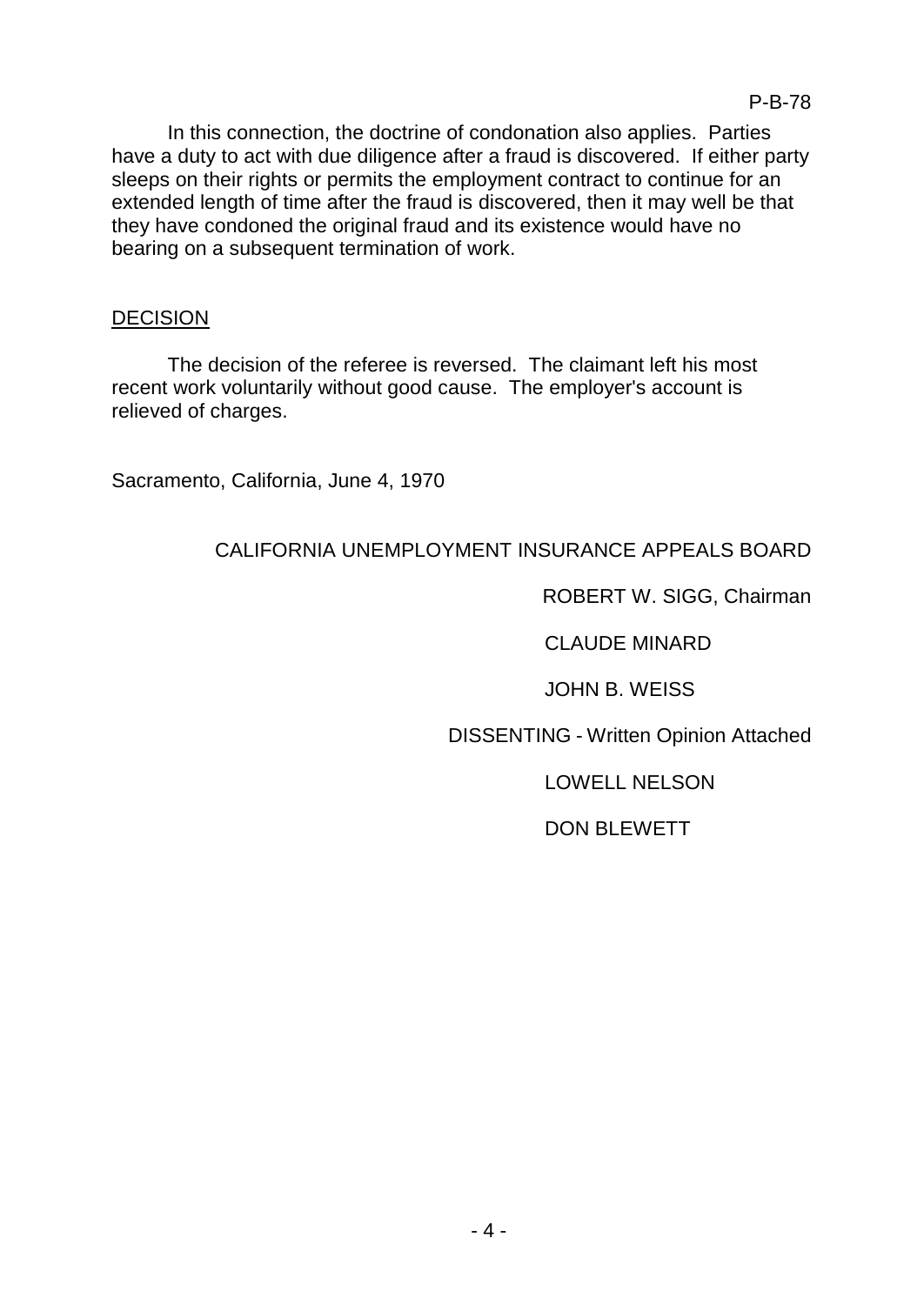In this connection, the doctrine of condonation also applies. Parties have a duty to act with due diligence after a fraud is discovered. If either party sleeps on their rights or permits the employment contract to continue for an extended length of time after the fraud is discovered, then it may well be that they have condoned the original fraud and its existence would have no bearing on a subsequent termination of work.

## DECISION

The decision of the referee is reversed. The claimant left his most recent work voluntarily without good cause. The employer's account is relieved of charges.

Sacramento, California, June 4, 1970

CALIFORNIA UNEMPLOYMENT INSURANCE APPEALS BOARD

ROBERT W. SIGG, Chairman

CLAUDE MINARD

JOHN B. WEISS

DISSENTING - Written Opinion Attached

LOWELL NELSON

DON BLEWETT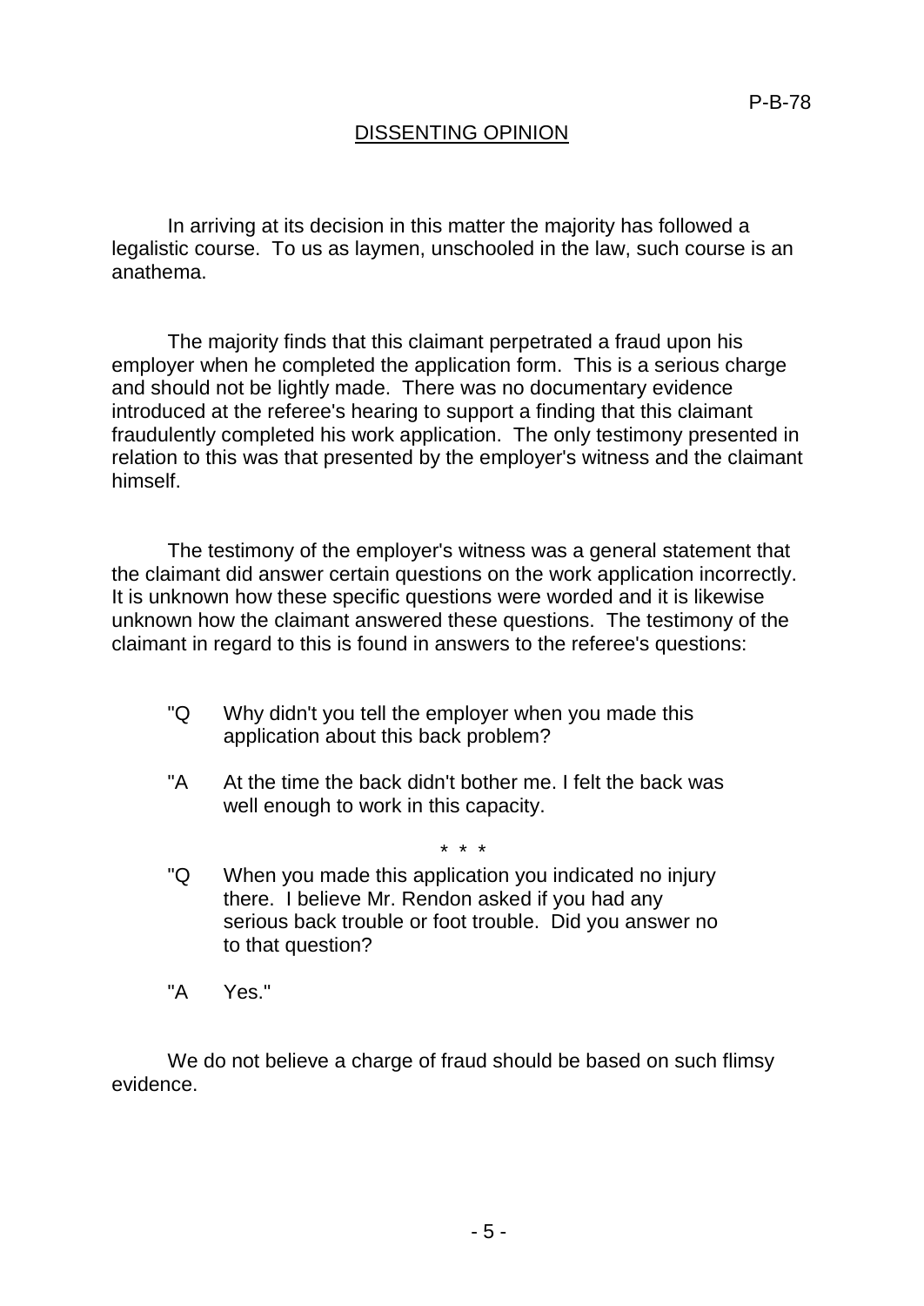## DISSENTING OPINION

In arriving at its decision in this matter the majority has followed a legalistic course. To us as laymen, unschooled in the law, such course is an anathema.

The majority finds that this claimant perpetrated a fraud upon his employer when he completed the application form. This is a serious charge and should not be lightly made. There was no documentary evidence introduced at the referee's hearing to support a finding that this claimant fraudulently completed his work application. The only testimony presented in relation to this was that presented by the employer's witness and the claimant himself.

The testimony of the employer's witness was a general statement that the claimant did answer certain questions on the work application incorrectly. It is unknown how these specific questions were worded and it is likewise unknown how the claimant answered these questions. The testimony of the claimant in regard to this is found in answers to the referee's questions:

> "Q Why didn't you tell the employer when you made this application about this back problem?
>
> "A At the time the back didn't bother me. I felt the back was well enough to work in this capacity.
>
> \* \* \*
>
> "Q When you made this application you indicated no injury there. I believe Mr. Rendon asked if you had any serious back trouble or foot trouble. Did you answer no to that question?
>
> "A Yes."

We do not believe a charge of fraud should be based on such flimsy evidence.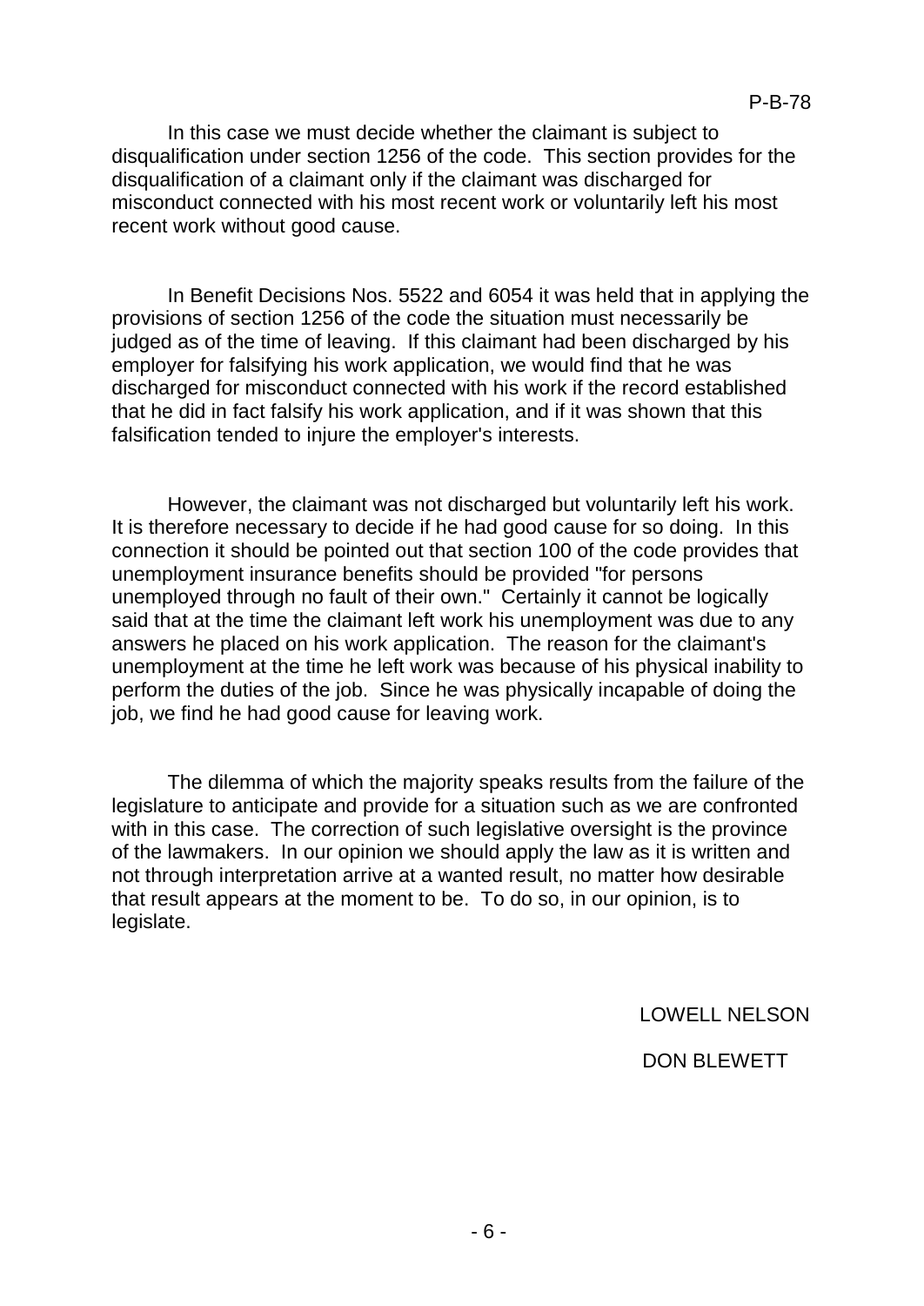In this case we must decide whether the claimant is subject to disqualification under section 1256 of the code. This section provides for the disqualification of a claimant only if the claimant was discharged for misconduct connected with his most recent work or voluntarily left his most recent work without good cause.

In Benefit Decisions Nos. 5522 and 6054 it was held that in applying the provisions of section 1256 of the code the situation must necessarily be judged as of the time of leaving. If this claimant had been discharged by his employer for falsifying his work application, we would find that he was discharged for misconduct connected with his work if the record established that he did in fact falsify his work application, and if it was shown that this falsification tended to injure the employer's interests.

However, the claimant was not discharged but voluntarily left his work. It is therefore necessary to decide if he had good cause for so doing. In this connection it should be pointed out that section 100 of the code provides that unemployment insurance benefits should be provided "for persons unemployed through no fault of their own." Certainly it cannot be logically said that at the time the claimant left work his unemployment was due to any answers he placed on his work application. The reason for the claimant's unemployment at the time he left work was because of his physical inability to perform the duties of the job. Since he was physically incapable of doing the job, we find he had good cause for leaving work.

The dilemma of which the majority speaks results from the failure of the legislature to anticipate and provide for a situation such as we are confronted with in this case. The correction of such legislative oversight is the province of the lawmakers. In our opinion we should apply the law as it is written and not through interpretation arrive at a wanted result, no matter how desirable that result appears at the moment to be. To do so, in our opinion, is to legislate.

LOWELL NELSON

DON BLEWETT